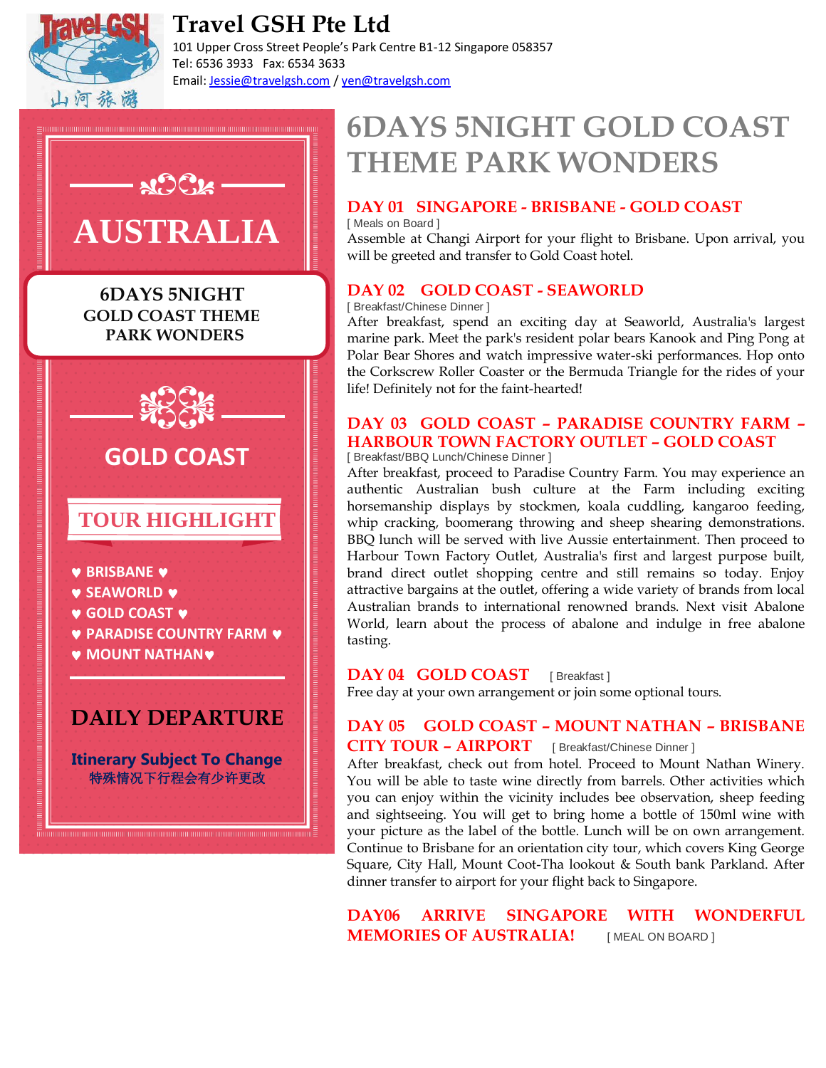# Travel GSH Pte Ltd

101 Upper Cross Street People's Park Centre B1-12 Singapore 058357
Tel: 6536 3933 Fax: 6534 3633
Email: Jessie@travelgsh.com / yen@travelgsh.com

**AUSTRALIA**

**6DAYS 5NIGHT GOLD COAST THEME PARK WONDERS**

**GOLD COAST**

**TOUR HIGHLIGHT**

- ♥ BRISBANE ♥
- ♥ SEAWORLD ♥
- ♥ GOLD COAST ♥
- ♥ PARADISE COUNTRY FARM ♥
- ♥ MOUNT NATHAN♥

**DAILY DEPARTURE**

**Itinerary Subject To Change**
特殊情况下行程会有少许更改

# 6DAYS 5NIGHT GOLD COAST THEME PARK WONDERS

## DAY 01 SINGAPORE - BRISBANE - GOLD COAST

[ Meals on Board ]

Assemble at Changi Airport for your flight to Brisbane. Upon arrival, you will be greeted and transfer to Gold Coast hotel.

## DAY 02 GOLD COAST - SEAWORLD

[ Breakfast/Chinese Dinner ]

After breakfast, spend an exciting day at Seaworld, Australia's largest marine park. Meet the park's resident polar bears Kanook and Ping Pong at Polar Bear Shores and watch impressive water-ski performances. Hop onto the Corkscrew Roller Coaster or the Bermuda Triangle for the rides of your life! Definitely not for the faint-hearted!

## DAY 03 GOLD COAST – PARADISE COUNTRY FARM – HARBOUR TOWN FACTORY OUTLET – GOLD COAST

[ Breakfast/BBQ Lunch/Chinese Dinner ]

After breakfast, proceed to Paradise Country Farm. You may experience an authentic Australian bush culture at the Farm including exciting horsemanship displays by stockmen, koala cuddling, kangaroo feeding, whip cracking, boomerang throwing and sheep shearing demonstrations. BBQ lunch will be served with live Aussie entertainment. Then proceed to Harbour Town Factory Outlet, Australia's first and largest purpose built, brand direct outlet shopping centre and still remains so today. Enjoy attractive bargains at the outlet, offering a wide variety of brands from local Australian brands to international renowned brands. Next visit Abalone World, learn about the process of abalone and indulge in free abalone tasting.

## DAY 04 GOLD COAST [ Breakfast ]

Free day at your own arrangement or join some optional tours.

## DAY 05 GOLD COAST – MOUNT NATHAN – BRISBANE CITY TOUR – AIRPORT [ Breakfast/Chinese Dinner ]

After breakfast, check out from hotel. Proceed to Mount Nathan Winery. You will be able to taste wine directly from barrels. Other activities which you can enjoy within the vicinity includes bee observation, sheep feeding and sightseeing. You will get to bring home a bottle of 150ml wine with your picture as the label of the bottle. Lunch will be on own arrangement. Continue to Brisbane for an orientation city tour, which covers King George Square, City Hall, Mount Coot-Tha lookout & South bank Parkland. After dinner transfer to airport for your flight back to Singapore.

## DAY06 ARRIVE SINGAPORE WITH WONDERFUL MEMORIES OF AUSTRALIA! [ MEAL ON BOARD ]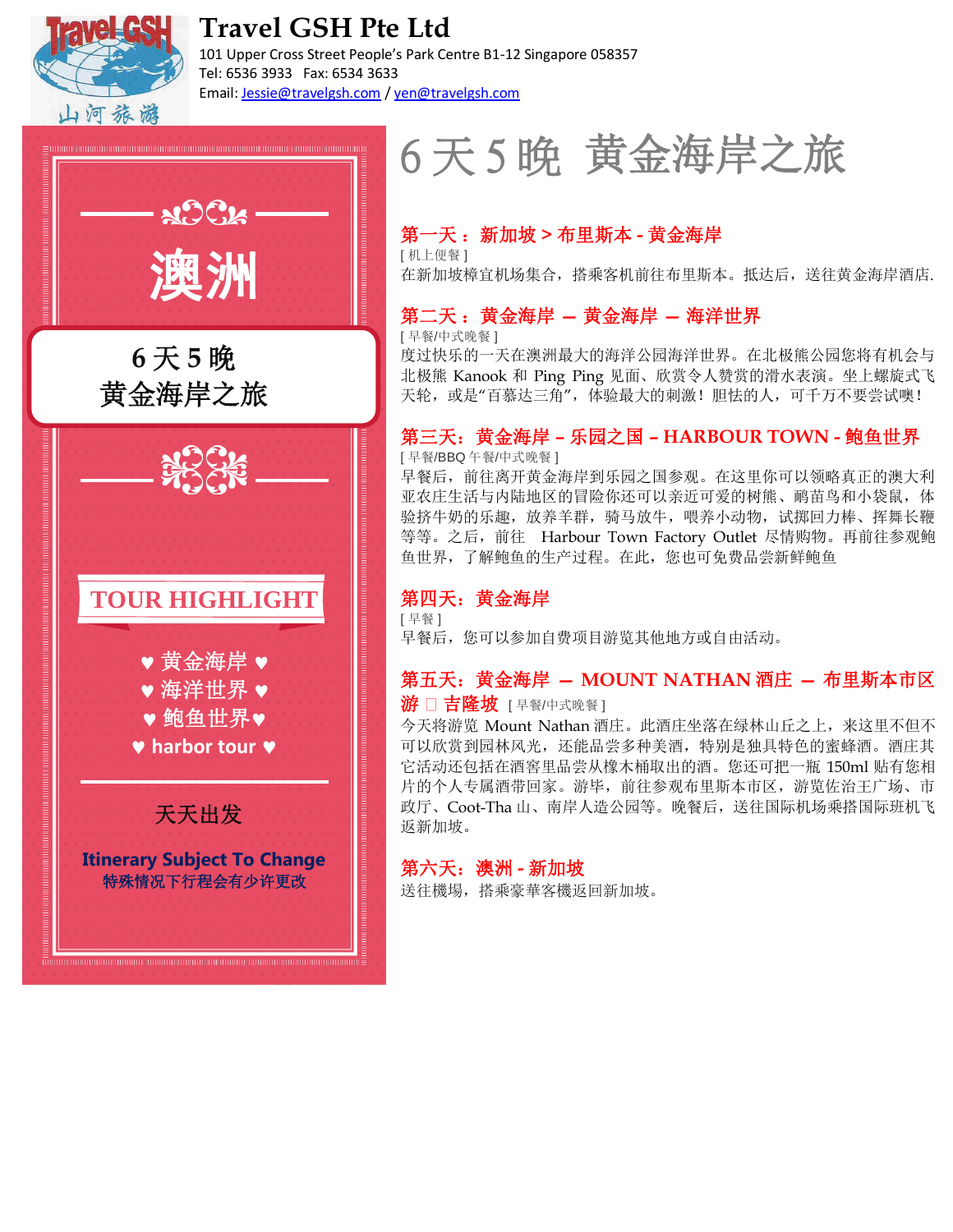# Travel GSH Pte Ltd

101 Upper Cross Street People's Park Centre B1-12 Singapore 058357
Tel: 6536 3933 Fax: 6534 3633
Email: Jessie@travelgsh.com / yen@travelgsh.com

## 澳洲

**6 天 5 晚**
**黄金海岸之旅**

### TOUR HIGHLIGHT

♥ 黄金海岸 ♥
♥ 海洋世界 ♥
♥ 鲍鱼世界♥
♥ harbor tour ♥

天天出发

**Itinerary Subject To Change**
**特殊情况下行程会有少许更改**

# 6 天 5 晚 黄金海岸之旅

## 第一天：新加坡 > 布里斯本 - 黄金海岸

[ 机上便餐 ]

在新加坡樟宜机场集合，搭乘客机前往布里斯本。抵达后，送往黄金海岸酒店.

## 第二天：黄金海岸 – 黄金海岸 – 海洋世界

[ 早餐/中式晚餐 ]

度过快乐的一天在澳洲最大的海洋公园海洋世界。在北极熊公园您将有机会与北极熊 Kanook 和 Ping Ping 见面、欣赏令人赞赏的滑水表演。坐上螺旋式飞天轮，或是"百慕达三角"，体验最大的刺激！胆怯的人，可千万不要尝试噢！

## 第三天：黄金海岸 – 乐园之国 – HARBOUR TOWN - 鲍鱼世界

[ 早餐/BBQ 午餐/中式晚餐 ]

早餐后，前往离开黄金海岸到乐园之国参观。在这里你可以领略真正的澳大利亚农庄生活与内陆地区的冒险你还可以亲近可爱的树熊、鹂苗鸟和小袋鼠，体验挤牛奶的乐趣，放养羊群，骑马放牛，喂养小动物，试掷回力棒、挥舞长鞭等等。之后，前往 Harbour Town Factory Outlet 尽情购物。再前往参观鲍鱼世界，了解鲍鱼的生产过程。在此，您也可免费品尝新鲜鲍鱼

## 第四天：黄金海岸

[ 早餐 ]

早餐后，您可以参加自费项目游览其他地方或自由活动。

## 第五天：黄金海岸 – MOUNT NATHAN 酒庄 – 布里斯本市区游 □ 吉隆坡

[ 早餐/中式晚餐 ]

今天将游览 Mount Nathan 酒庄。此酒庄坐落在绿林山丘之上，来这里不但不可以欣赏到园林风光，还能品尝多种美酒，特别是独具特色的蜜蜂酒。酒庄其它活动还包括在酒窖里品尝从橡木桶取出的酒。您还可把一瓶 150ml 贴有您相片的个人专属酒带回家。游毕，前往参观布里斯本市区，游览佐治王广场、市政厅、Coot-Tha 山、南岸人造公园等。晚餐后，送往国际机场乘搭国际班机飞返新加坡。

## 第六天：澳洲 - 新加坡

送往機場，搭乘豪華客機返回新加坡。